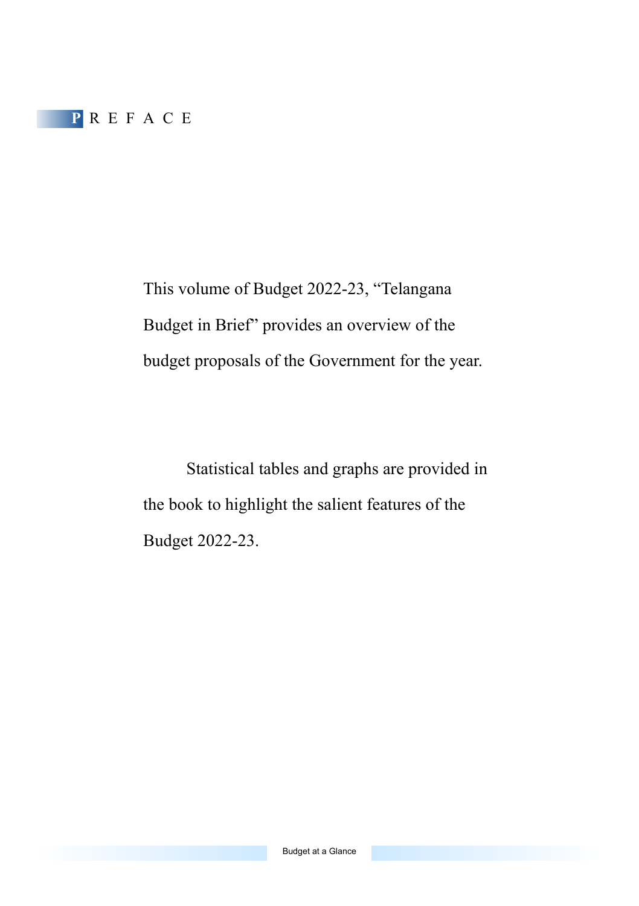# PREFACE

This volume of Budget 2022-23, “Telangana Budget in Brief” provides an overview of the budget proposals of the Government for the year.

Statistical tables and graphs are provided in the book to highlight the salient features of the Budget 2022-23.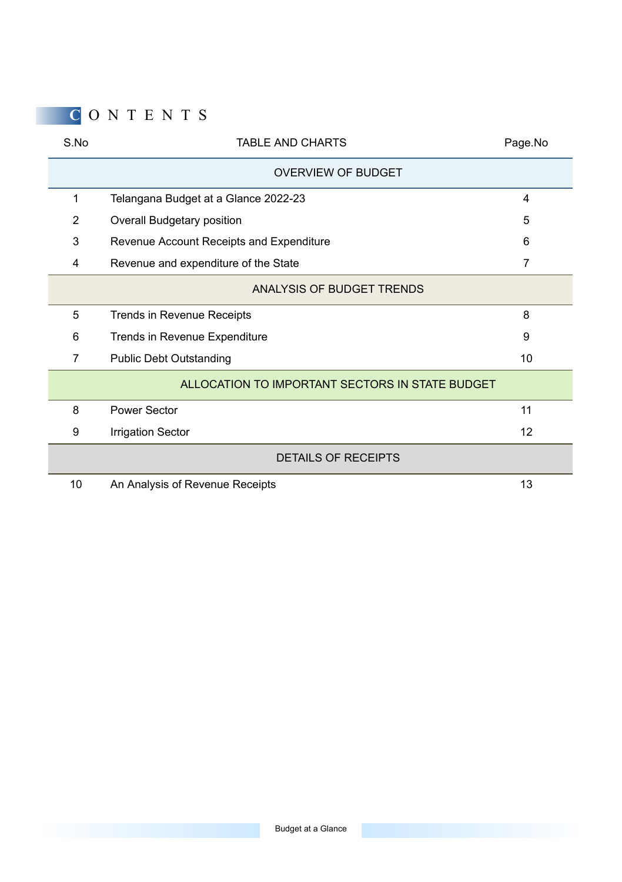# CONTENTS

| S.No | TABLE AND CHARTS | Page.No |
|---|---|---|
| | **OVERVIEW OF BUDGET** | |
| 1 | Telangana Budget at a Glance 2022-23 | 4 |
| 2 | Overall Budgetary position | 5 |
| 3 | Revenue Account Receipts and Expenditure | 6 |
| 4 | Revenue and expenditure of the State | 7 |
| | **ANALYSIS OF BUDGET TRENDS** | |
| 5 | Trends in Revenue Receipts | 8 |
| 6 | Trends in Revenue Expenditure | 9 |
| 7 | Public Debt Outstanding | 10 |
| | **ALLOCATION TO IMPORTANT SECTORS IN STATE BUDGET** | |
| 8 | Power Sector | 11 |
| 9 | Irrigation Sector | 12 |
| | **DETAILS OF RECEIPTS** | |
| 10 | An Analysis of Revenue Receipts | 13 |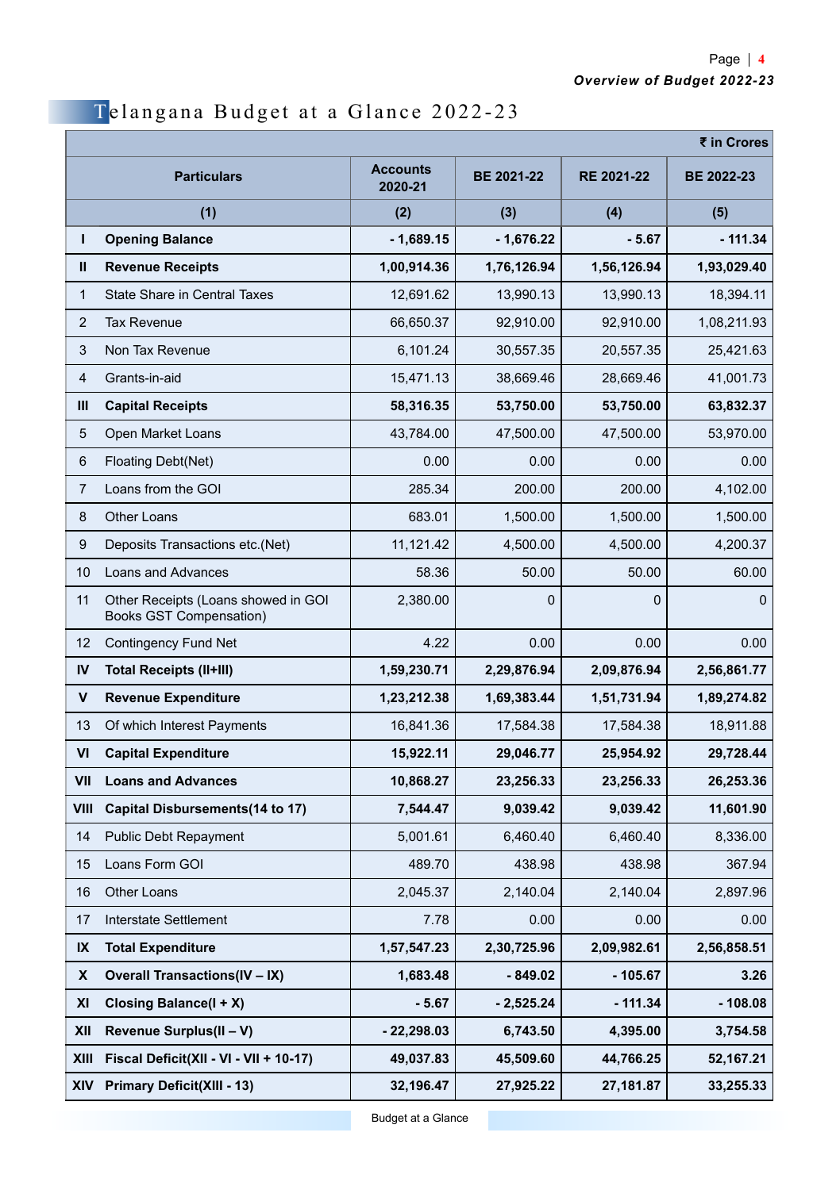# Telangana Budget at a Glance 2022-23

| | | | | | ₹ in Crores |
|---|---|---|---|---|---|
| | **Particulars** | **Accounts 2020-21** | **BE 2021-22** | **RE 2021-22** | **BE 2022-23** |
| | **(1)** | **(2)** | **(3)** | **(4)** | **(5)** |
| **I** | **Opening Balance** | **- 1,689.15** | **- 1,676.22** | **- 5.67** | **- 111.34** |
| **II** | **Revenue Receipts** | **1,00,914.36** | **1,76,126.94** | **1,56,126.94** | **1,93,029.40** |
| 1 | State Share in Central Taxes | 12,691.62 | 13,990.13 | 13,990.13 | 18,394.11 |
| 2 | Tax Revenue | 66,650.37 | 92,910.00 | 92,910.00 | 1,08,211.93 |
| 3 | Non Tax Revenue | 6,101.24 | 30,557.35 | 20,557.35 | 25,421.63 |
| 4 | Grants-in-aid | 15,471.13 | 38,669.46 | 28,669.46 | 41,001.73 |
| **III** | **Capital Receipts** | **58,316.35** | **53,750.00** | **53,750.00** | **63,832.37** |
| 5 | Open Market Loans | 43,784.00 | 47,500.00 | 47,500.00 | 53,970.00 |
| 6 | Floating Debt(Net) | 0.00 | 0.00 | 0.00 | 0.00 |
| 7 | Loans from the GOI | 285.34 | 200.00 | 200.00 | 4,102.00 |
| 8 | Other Loans | 683.01 | 1,500.00 | 1,500.00 | 1,500.00 |
| 9 | Deposits Transactions etc.(Net) | 11,121.42 | 4,500.00 | 4,500.00 | 4,200.37 |
| 10 | Loans and Advances | 58.36 | 50.00 | 50.00 | 60.00 |
| 11 | Other Receipts (Loans showed in GOI Books GST Compensation) | 2,380.00 | 0 | 0 | 0 |
| 12 | Contingency Fund Net | 4.22 | 0.00 | 0.00 | 0.00 |
| **IV** | **Total Receipts (II+III)** | **1,59,230.71** | **2,29,876.94** | **2,09,876.94** | **2,56,861.77** |
| **V** | **Revenue Expenditure** | **1,23,212.38** | **1,69,383.44** | **1,51,731.94** | **1,89,274.82** |
| 13 | Of which Interest Payments | 16,841.36 | 17,584.38 | 17,584.38 | 18,911.88 |
| **VI** | **Capital Expenditure** | **15,922.11** | **29,046.77** | **25,954.92** | **29,728.44** |
| **VII** | **Loans and Advances** | **10,868.27** | **23,256.33** | **23,256.33** | **26,253.36** |
| **VIII** | **Capital Disbursements(14 to 17)** | **7,544.47** | **9,039.42** | **9,039.42** | **11,601.90** |
| 14 | Public Debt Repayment | 5,001.61 | 6,460.40 | 6,460.40 | 8,336.00 |
| 15 | Loans Form GOI | 489.70 | 438.98 | 438.98 | 367.94 |
| 16 | Other Loans | 2,045.37 | 2,140.04 | 2,140.04 | 2,897.96 |
| 17 | Interstate Settlement | 7.78 | 0.00 | 0.00 | 0.00 |
| **IX** | **Total Expenditure** | **1,57,547.23** | **2,30,725.96** | **2,09,982.61** | **2,56,858.51** |
| **X** | **Overall Transactions(IV – IX)** | **1,683.48** | **- 849.02** | **- 105.67** | **3.26** |
| **XI** | **Closing Balance(I + X)** | **- 5.67** | **- 2,525.24** | **- 111.34** | **- 108.08** |
| **XII** | **Revenue Surplus(II – V)** | **- 22,298.03** | **6,743.50** | **4,395.00** | **3,754.58** |
| **XIII** | **Fiscal Deficit(XII - VI - VII + 10-17)** | **49,037.83** | **45,509.60** | **44,766.25** | **52,167.21** |
| **XIV** | **Primary Deficit(XIII - 13)** | **32,196.47** | **27,925.22** | **27,181.87** | **33,255.33** |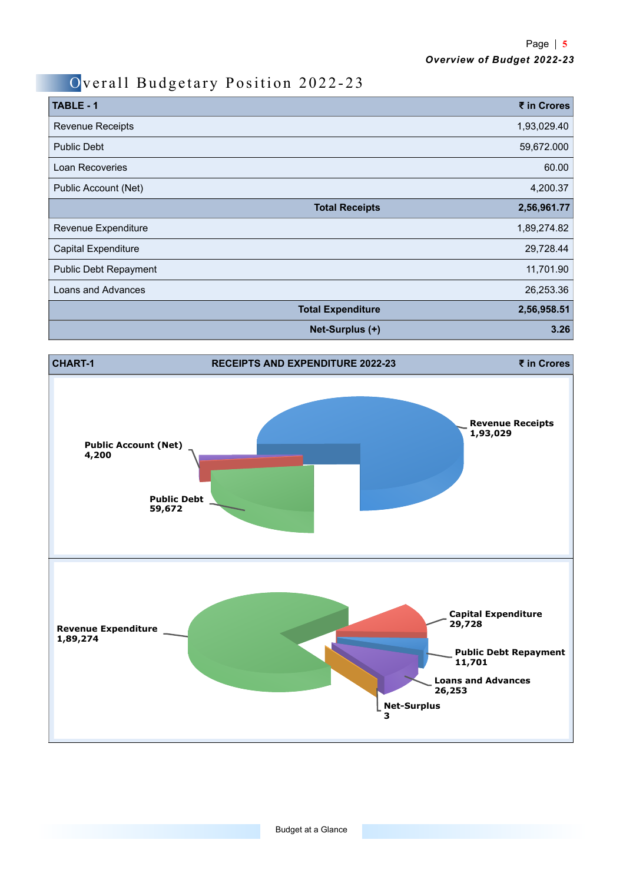# Overall Budgetary Position 2022-23

| TABLE - 1 | ₹ in Crores |
|---|---|
| Revenue Receipts | 1,93,029.40 |
| Public Debt | 59,672.000 |
| Loan Recoveries | 60.00 |
| Public Account (Net) | 4,200.37 |
| **Total Receipts** | **2,56,961.77** |
| Revenue Expenditure | 1,89,274.82 |
| Capital Expenditure | 29,728.44 |
| Public Debt Repayment | 11,701.90 |
| Loans and Advances | 26,253.36 |
| **Total Expenditure** | **2,56,958.51** |
| **Net-Surplus (+)** | **3.26** |

**CHART-1 — RECEIPTS AND EXPENDITURE 2022-23 — ₹ in Crores**

Receipts:
- Revenue Receipts 1,93,029
- Public Account (Net) 4,200
- Public Debt 59,672

Expenditure:
- Revenue Expenditure 1,89,274
- Capital Expenditure 29,728
- Public Debt Repayment 11,701
- Loans and Advances 26,253
- Net-Surplus 3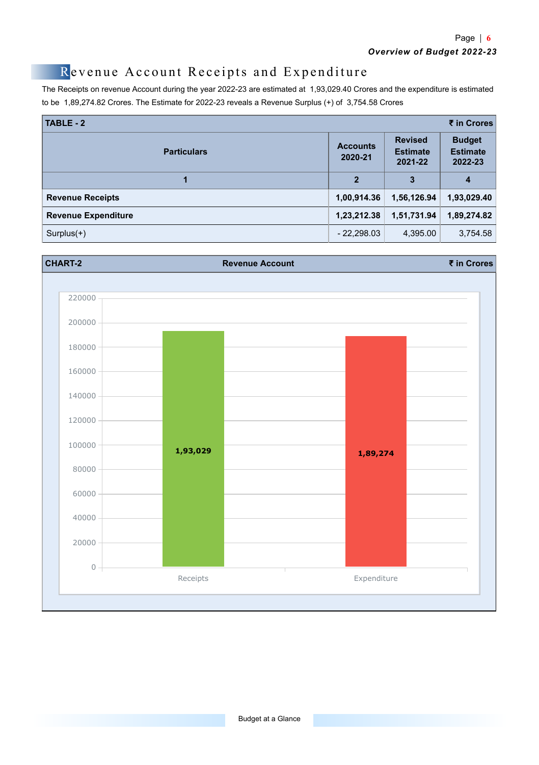## Revenue Account Receipts and Expenditure

The Receipts on revenue Account during the year 2022-23 are estimated at 1,93,029.40 Crores and the expenditure is estimated to be 1,89,274.82 Crores. The Estimate for 2022-23 reveals a Revenue Surplus (+) of 3,754.58 Crores

**TABLE - 2** — ₹ in Crores

| Particulars | Accounts 2020-21 | Revised Estimate 2021-22 | Budget Estimate 2022-23 |
|---|---|---|---|
| 1 | 2 | 3 | 4 |
| **Revenue Receipts** | **1,00,914.36** | **1,56,126.94** | **1,93,029.40** |
| **Revenue Expenditure** | **1,23,212.38** | **1,51,731.94** | **1,89,274.82** |
| Surplus(+) | - 22,298.03 | 4,395.00 | 3,754.58 |

**CHART-2** — **Revenue Account** — ₹ in Crores

| | Value |
|---|---|
| Receipts | 1,93,029 |
| Expenditure | 1,89,274 |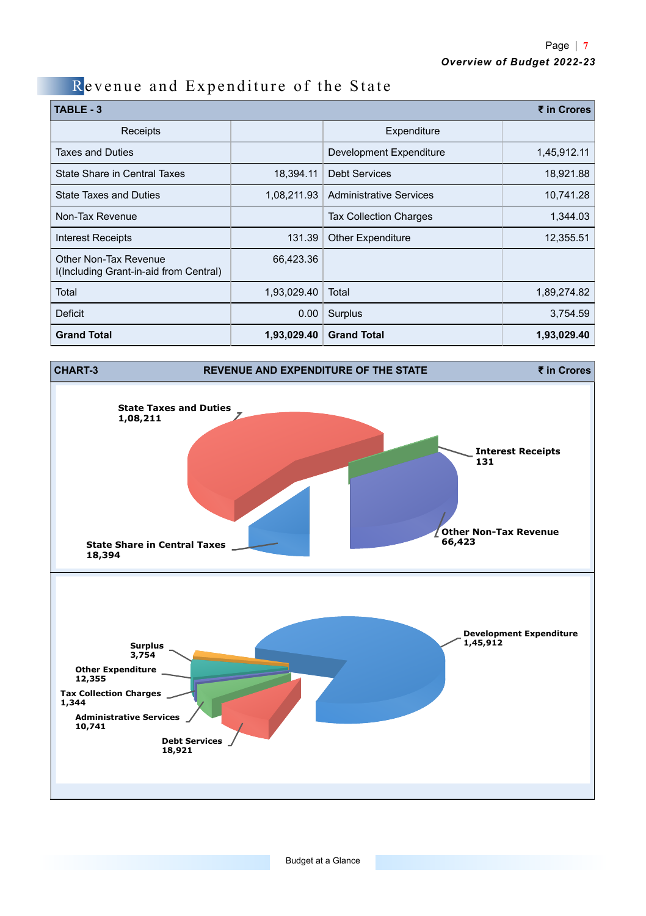## Revenue and Expenditure of the State

| TABLE - 3 | | | ₹ in Crores |
|---|---|---|---|
| Receipts | | Expenditure | |
| Taxes and Duties | | Development Expenditure | 1,45,912.11 |
| State Share in Central Taxes | 18,394.11 | Debt Services | 18,921.88 |
| State Taxes and Duties | 1,08,211.93 | Administrative Services | 10,741.28 |
| Non-Tax Revenue | | Tax Collection Charges | 1,344.03 |
| Interest Receipts | 131.39 | Other Expenditure | 12,355.51 |
| Other Non-Tax Revenue I(Including Grant-in-aid from Central) | 66,423.36 | | |
| Total | 1,93,029.40 | Total | 1,89,274.82 |
| Deficit | 0.00 | Surplus | 3,754.59 |
| **Grand Total** | **1,93,029.40** | **Grand Total** | **1,93,029.40** |

**CHART-3 REVENUE AND EXPENDITURE OF THE STATE** ₹ in Crores

State Taxes and Duties 1,08,211

Interest Receipts 131

Other Non-Tax Revenue 66,423

State Share in Central Taxes 18,394

Development Expenditure 1,45,912

Surplus 3,754

Other Expenditure 12,355

Tax Collection Charges 1,344

Administrative Services 10,741

Debt Services 18,921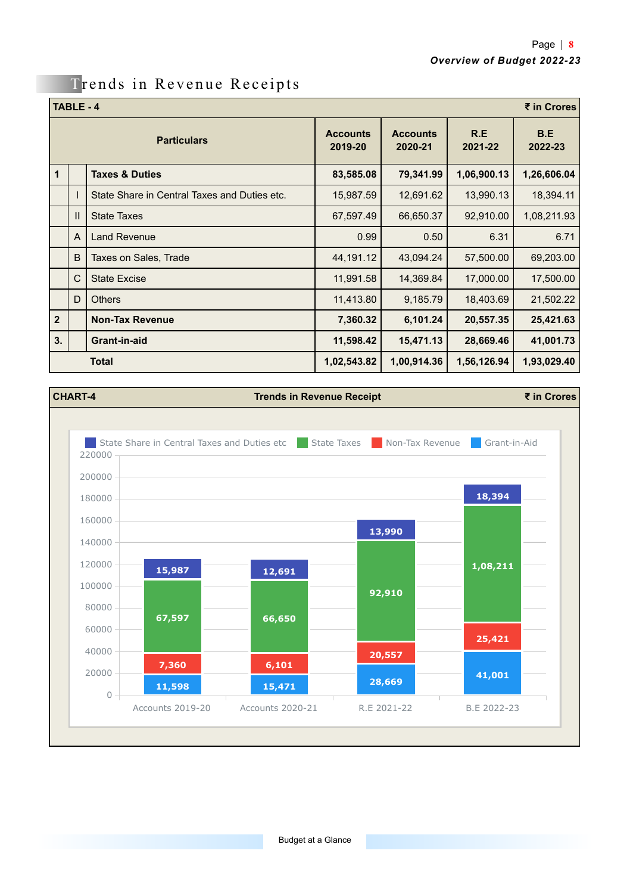## Trends in Revenue Receipts

**TABLE - 4** — ₹ in Crores

| | | Particulars | Accounts 2019-20 | Accounts 2020-21 | R.E 2021-22 | B.E 2022-23 |
|---|---|---|---|---|---|---|
| **1** | | **Taxes & Duties** | **83,585.08** | **79,341.99** | **1,06,900.13** | **1,26,606.04** |
| | I | State Share in Central Taxes and Duties etc. | 15,987.59 | 12,691.62 | 13,990.13 | 18,394.11 |
| | II | State Taxes | 67,597.49 | 66,650.37 | 92,910.00 | 1,08,211.93 |
| | A | Land Revenue | 0.99 | 0.50 | 6.31 | 6.71 |
| | B | Taxes on Sales, Trade | 44,191.12 | 43,094.24 | 57,500.00 | 69,203.00 |
| | C | State Excise | 11,991.58 | 14,369.84 | 17,000.00 | 17,500.00 |
| | D | Others | 11,413.80 | 9,185.79 | 18,403.69 | 21,502.22 |
| **2** | | **Non-Tax Revenue** | **7,360.32** | **6,101.24** | **20,557.35** | **25,421.63** |
| **3.** | | **Grant-in-aid** | **11,598.42** | **15,471.13** | **28,669.46** | **41,001.73** |
| | | **Total** | **1,02,543.82** | **1,00,914.36** | **1,56,126.94** | **1,93,029.40** |

**CHART-4** — **Trends in Revenue Receipt** — ₹ in Crores

| | Accounts 2019-20 | Accounts 2020-21 | R.E 2021-22 | B.E 2022-23 |
|---|---|---|---|---|
| State Share in Central Taxes and Duties etc | 15,987 | 12,691 | 13,990 | 18,394 |
| State Taxes | 67,597 | 66,650 | 92,910 | 1,08,211 |
| Non-Tax Revenue | 7,360 | 6,101 | 20,557 | 25,421 |
| Grant-in-Aid | 11,598 | 15,471 | 28,669 | 41,001 |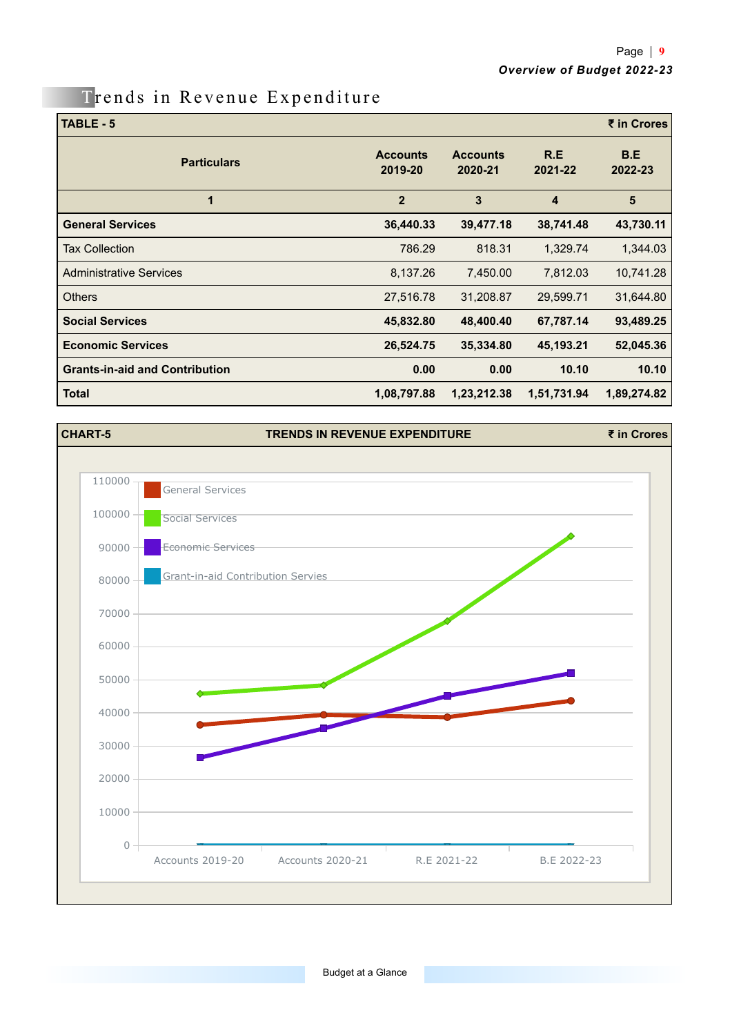# Trends in Revenue Expenditure

TABLE - 5 (₹ in Crores)

| Particulars | Accounts 2019-20 | Accounts 2020-21 | R.E 2021-22 | B.E 2022-23 |
|---|---|---|---|---|
| 1 | 2 | 3 | 4 | 5 |
| **General Services** | **36,440.33** | **39,477.18** | **38,741.48** | **43,730.11** |
| Tax Collection | 786.29 | 818.31 | 1,329.74 | 1,344.03 |
| Administrative Services | 8,137.26 | 7,450.00 | 7,812.03 | 10,741.28 |
| Others | 27,516.78 | 31,208.87 | 29,599.71 | 31,644.80 |
| **Social Services** | **45,832.80** | **48,400.40** | **67,787.14** | **93,489.25** |
| **Economic Services** | **26,524.75** | **35,334.80** | **45,193.21** | **52,045.36** |
| **Grants-in-aid and Contribution** | **0.00** | **0.00** | **10.10** | **10.10** |
| **Total** | **1,08,797.88** | **1,23,212.38** | **1,51,731.94** | **1,89,274.82** |

CHART-5 TRENDS IN REVENUE EXPENDITURE (₹ in Crores)

Legend: General Services, Social Services, Economic Services, Grant-in-aid Contribution Servies

X-axis: Accounts 2019-20, Accounts 2020-21, R.E 2021-22, B.E 2022-23

Y-axis: 0 to 110000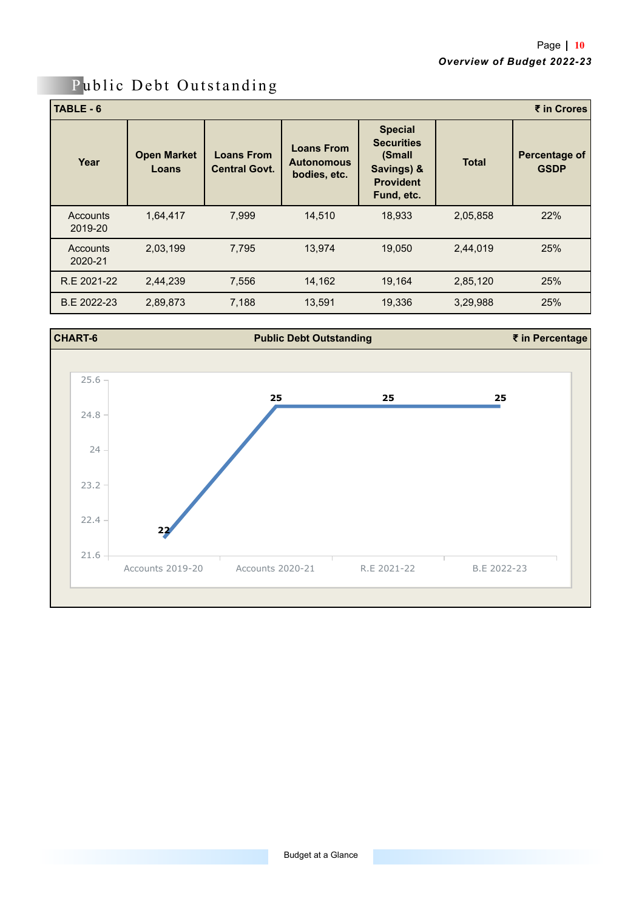# Public Debt Outstanding

**TABLE - 6** ₹ in Crores

| Year | Open Market Loans | Loans From Central Govt. | Loans From Autonomous bodies, etc. | Special Securities (Small Savings) & Provident Fund, etc. | Total | Percentage of GSDP |
|---|---|---|---|---|---|---|
| Accounts 2019-20 | 1,64,417 | 7,999 | 14,510 | 18,933 | 2,05,858 | 22% |
| Accounts 2020-21 | 2,03,199 | 7,795 | 13,974 | 19,050 | 2,44,019 | 25% |
| R.E 2021-22 | 2,44,239 | 7,556 | 14,162 | 19,164 | 2,85,120 | 25% |
| B.E 2022-23 | 2,89,873 | 7,188 | 13,591 | 19,336 | 3,29,988 | 25% |

**CHART-6** **Public Debt Outstanding** ₹ in Percentage

| Year | Percentage |
|---|---|
| Accounts 2019-20 | 22 |
| Accounts 2020-21 | 25 |
| R.E 2021-22 | 25 |
| B.E 2022-23 | 25 |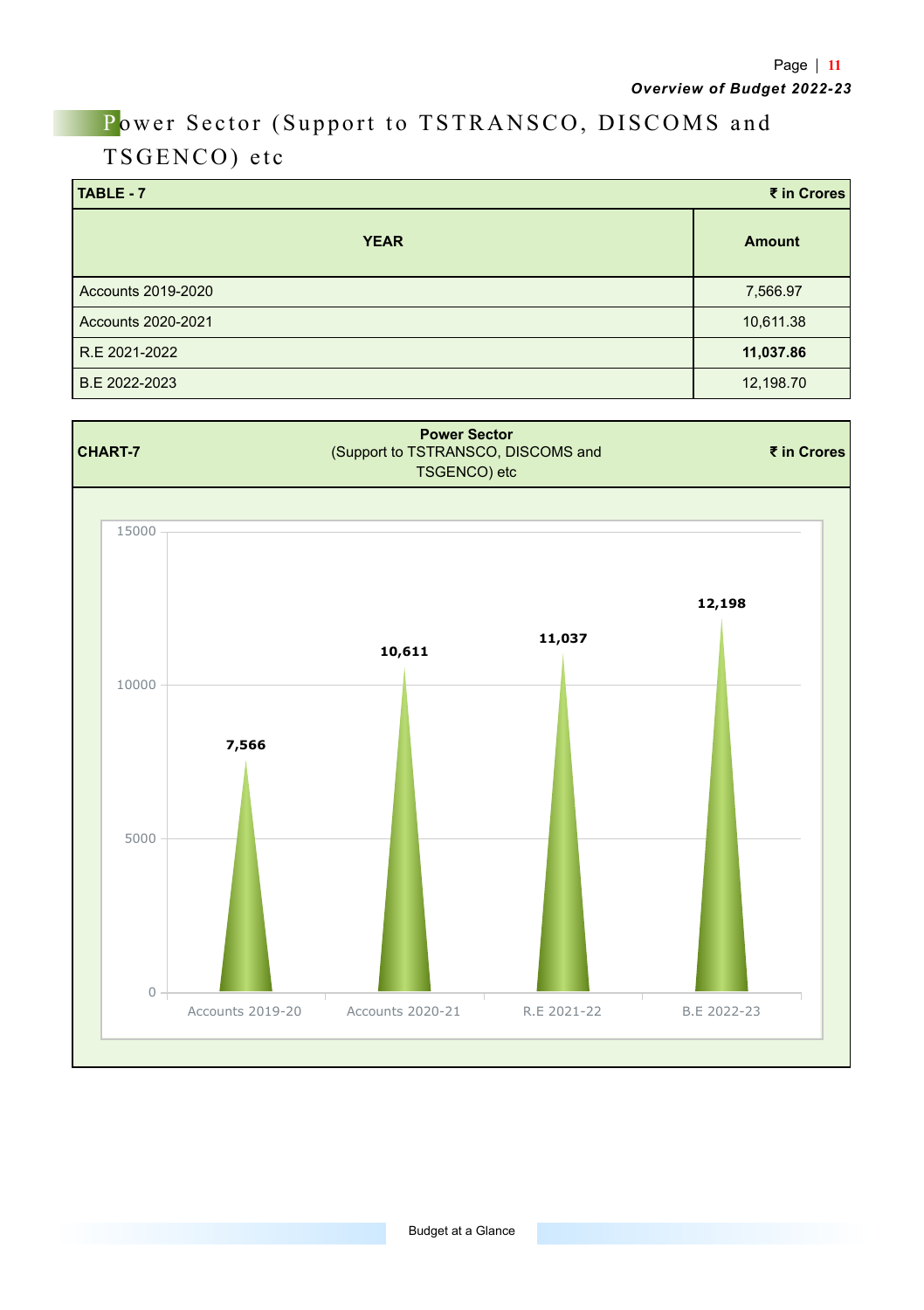# Power Sector (Support to TSTRANSCO, DISCOMS and TSGENCO) etc

| TABLE - 7 | ₹ in Crores |
|---|---|
| **YEAR** | **Amount** |
| Accounts 2019-2020 | 7,566.97 |
| Accounts 2020-2021 | 10,611.38 |
| R.E 2021-2022 | **11,037.86** |
| B.E 2022-2023 | 12,198.70 |

**CHART-7** — **Power Sector** (Support to TSTRANSCO, DISCOMS and TSGENCO) etc — **₹ in Crores**

| Year | Amount |
|---|---|
| Accounts 2019-20 | 7,566 |
| Accounts 2020-21 | 10,611 |
| R.E 2021-22 | 11,037 |
| B.E 2022-23 | 12,198 |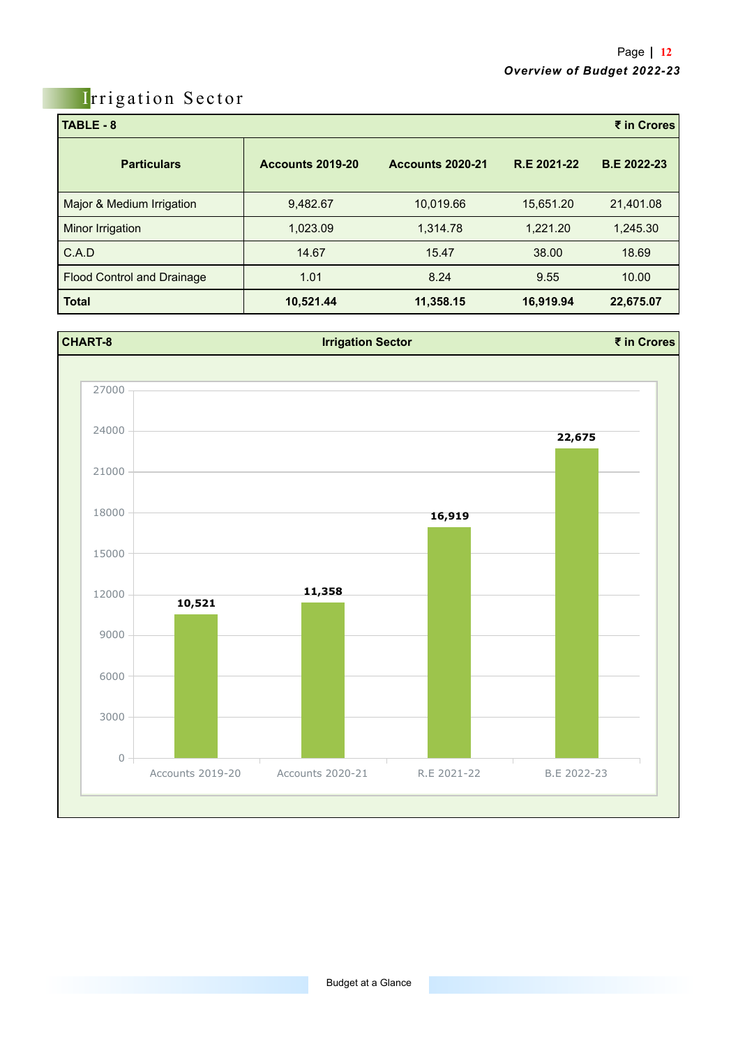# Irrigation Sector

| TABLE - 8 | | | | ₹ in Crores |
|---|---|---|---|---|
| **Particulars** | **Accounts 2019-20** | **Accounts 2020-21** | **R.E 2021-22** | **B.E 2022-23** |
| Major & Medium Irrigation | 9,482.67 | 10,019.66 | 15,651.20 | 21,401.08 |
| Minor Irrigation | 1,023.09 | 1,314.78 | 1,221.20 | 1,245.30 |
| C.A.D | 14.67 | 15.47 | 38.00 | 18.69 |
| Flood Control and Drainage | 1.01 | 8.24 | 9.55 | 10.00 |
| **Total** | **10,521.44** | **11,358.15** | **16,919.94** | **22,675.07** |

**CHART-8** **Irrigation Sector** **₹ in Crores**

| | Accounts 2019-20 | Accounts 2020-21 | R.E 2021-22 | B.E 2022-23 |
|---|---|---|---|---|
| Irrigation Sector | 10,521 | 11,358 | 16,919 | 22,675 |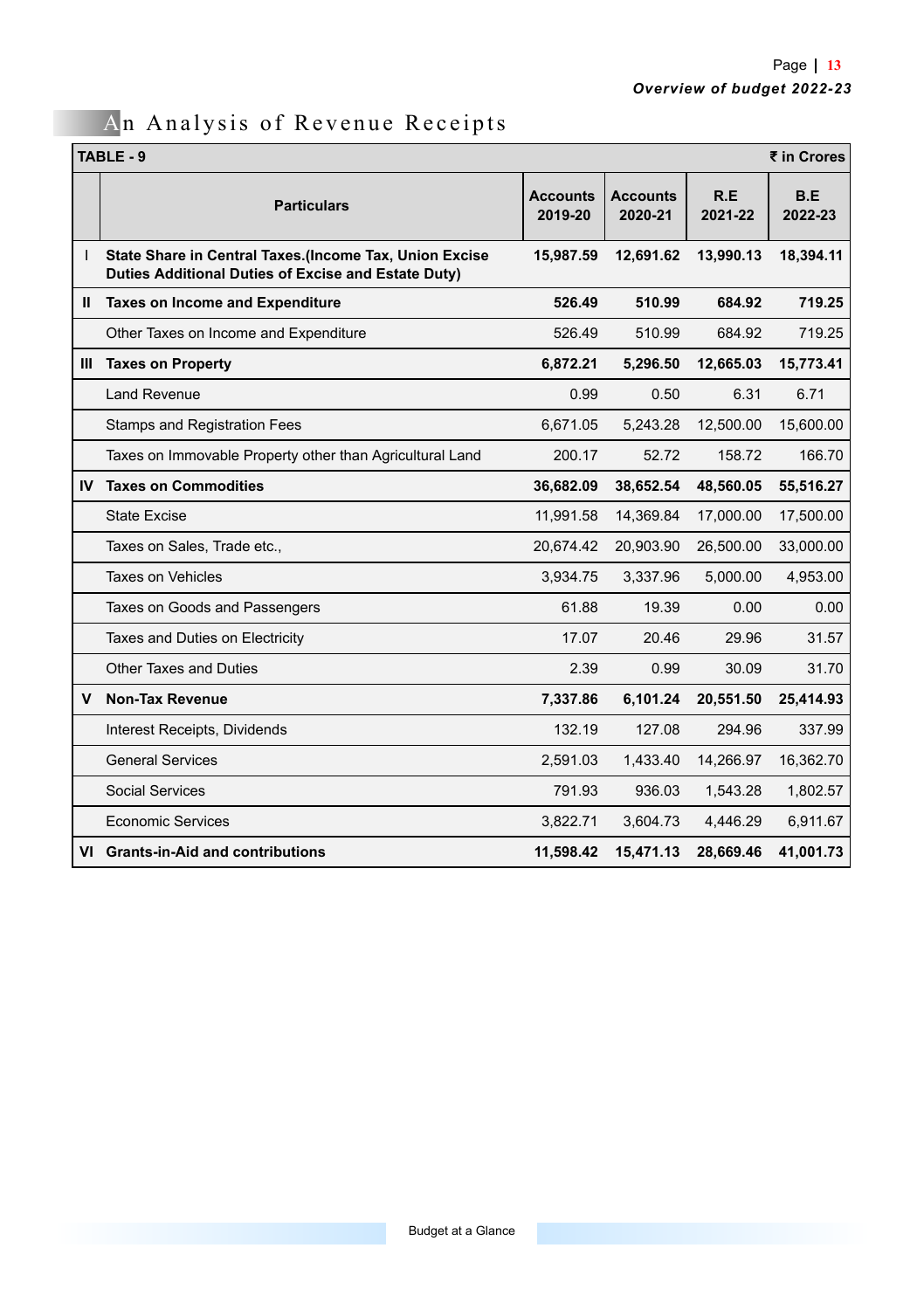## An Analysis of Revenue Receipts

| TABLE - 9 | | | | | ₹ in Crores |
|---|---|---|---|---|---|
| | **Particulars** | **Accounts 2019-20** | **Accounts 2020-21** | **R.E 2021-22** | **B.E 2022-23** |
| I | **State Share in Central Taxes.(Income Tax, Union Excise Duties Additional Duties of Excise and Estate Duty)** | **15,987.59** | **12,691.62** | **13,990.13** | **18,394.11** |
| II | **Taxes on Income and Expenditure** | **526.49** | **510.99** | **684.92** | **719.25** |
| | Other Taxes on Income and Expenditure | 526.49 | 510.99 | 684.92 | 719.25 |
| III | **Taxes on Property** | **6,872.21** | **5,296.50** | **12,665.03** | **15,773.41** |
| | Land Revenue | 0.99 | 0.50 | 6.31 | 6.71 |
| | Stamps and Registration Fees | 6,671.05 | 5,243.28 | 12,500.00 | 15,600.00 |
| | Taxes on Immovable Property other than Agricultural Land | 200.17 | 52.72 | 158.72 | 166.70 |
| IV | **Taxes on Commodities** | **36,682.09** | **38,652.54** | **48,560.05** | **55,516.27** |
| | State Excise | 11,991.58 | 14,369.84 | 17,000.00 | 17,500.00 |
| | Taxes on Sales, Trade etc., | 20,674.42 | 20,903.90 | 26,500.00 | 33,000.00 |
| | Taxes on Vehicles | 3,934.75 | 3,337.96 | 5,000.00 | 4,953.00 |
| | Taxes on Goods and Passengers | 61.88 | 19.39 | 0.00 | 0.00 |
| | Taxes and Duties on Electricity | 17.07 | 20.46 | 29.96 | 31.57 |
| | Other Taxes and Duties | 2.39 | 0.99 | 30.09 | 31.70 |
| V | **Non-Tax Revenue** | **7,337.86** | **6,101.24** | **20,551.50** | **25,414.93** |
| | Interest Receipts, Dividends | 132.19 | 127.08 | 294.96 | 337.99 |
| | General Services | 2,591.03 | 1,433.40 | 14,266.97 | 16,362.70 |
| | Social Services | 791.93 | 936.03 | 1,543.28 | 1,802.57 |
| | Economic Services | 3,822.71 | 3,604.73 | 4,446.29 | 6,911.67 |
| VI | **Grants-in-Aid and contributions** | **11,598.42** | **15,471.13** | **28,669.46** | **41,001.73** |